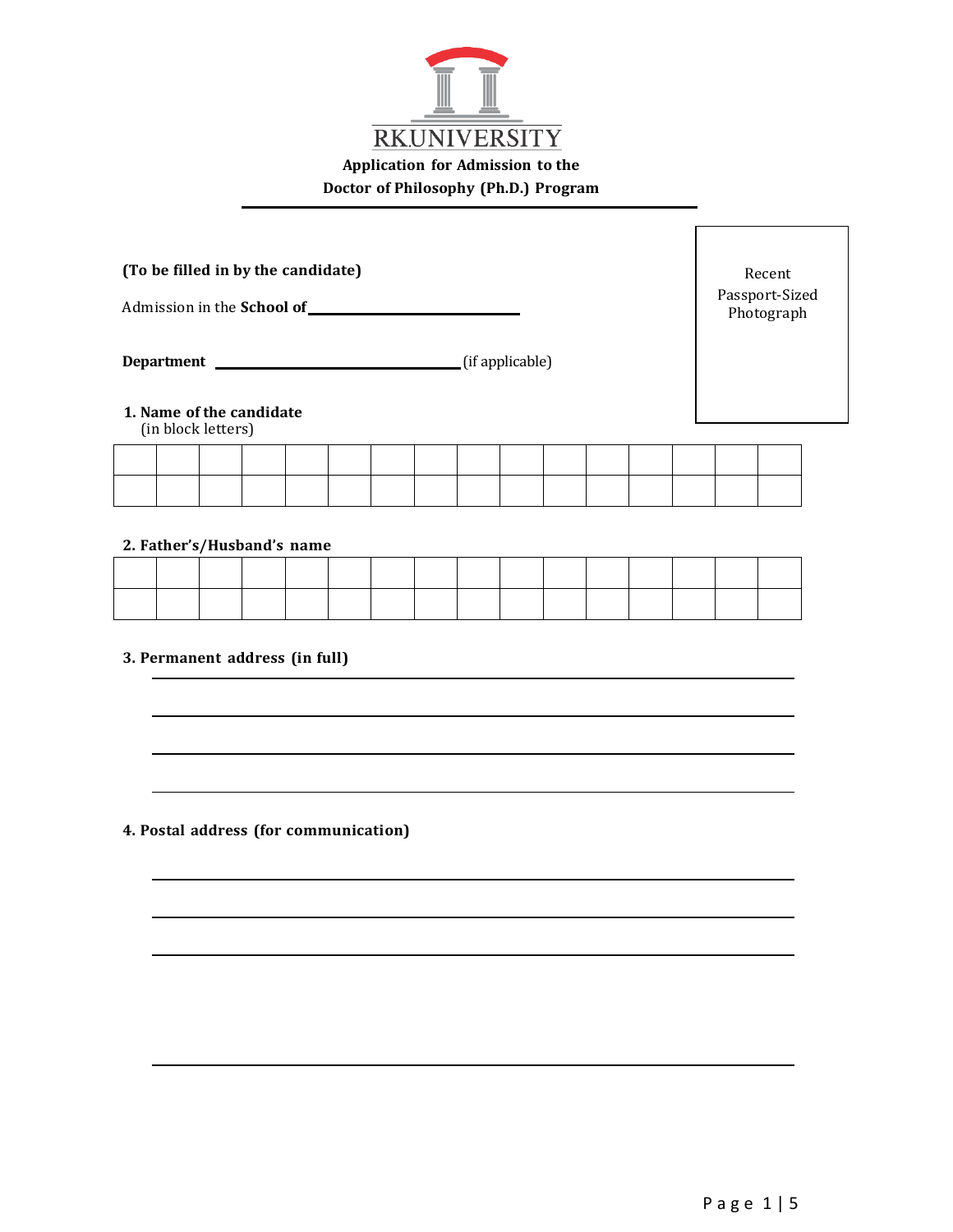RK UNIVERSITY

**Application for Admission to the**
**Doctor of Philosophy (Ph.D.) Program**

---

**(To be filled in by the candidate)**

Recent Passport-Sized Photograph

Admission in the **School of** ____________________________

**Department** ________________________________ (if applicable)

**1. Name of the candidate**
(in block letters)

| | | | | | | | | | | | | | | | |
|---|---|---|---|---|---|---|---|---|---|---|---|---|---|---|---|
| | | | | | | | | | | | | | | | |

**2. Father's/Husband's name**

| | | | | | | | | | | | | | | | |
|---|---|---|---|---|---|---|---|---|---|---|---|---|---|---|---|
| | | | | | | | | | | | | | | | |

**3. Permanent address (in full)**

________________________________________________________________

________________________________________________________________

________________________________________________________________

________________________________________________________________

**4. Postal address (for communication)**

________________________________________________________________

________________________________________________________________

________________________________________________________________

________________________________________________________________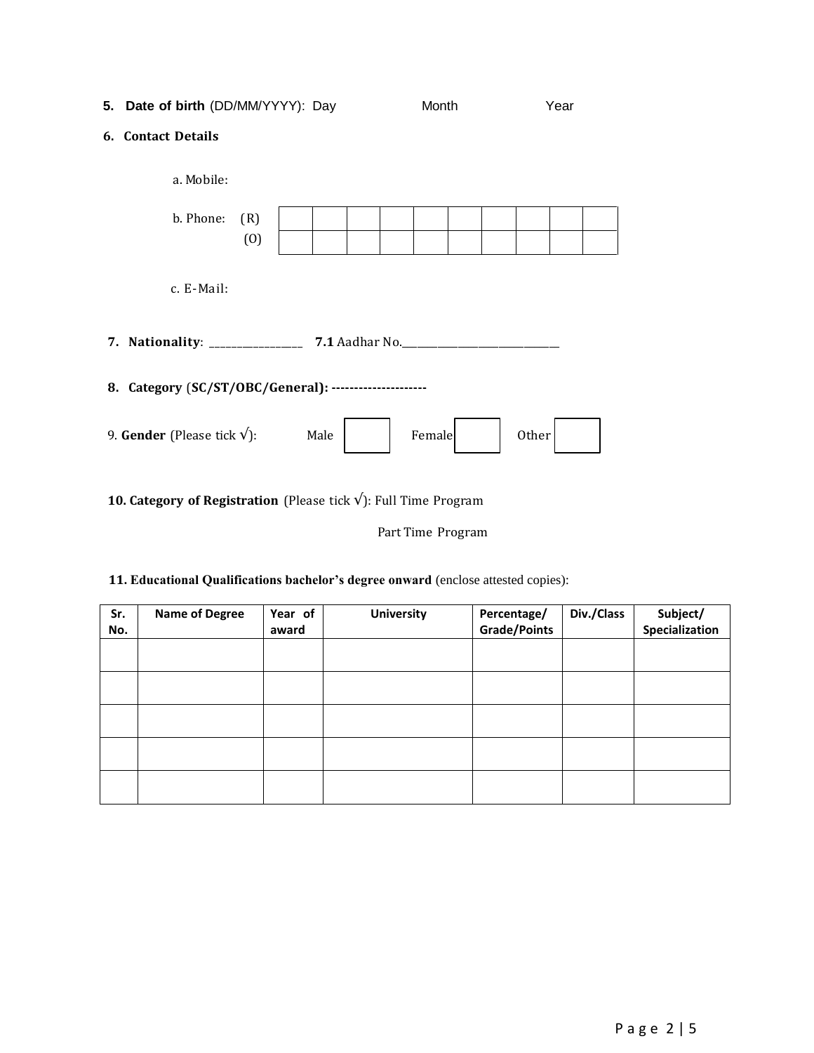**5. Date of birth** (DD/MM/YYYY): Day Month Year

**6. Contact Details**

a. Mobile:

b. Phone: (R)

(O)

| | | | | | | | | | |
|---|---|---|---|---|---|---|---|---|---|
| | | | | | | | | | |
| | | | | | | | | | |

c. E-Mail:

**7. Nationality**: __________________ **7.1** Aadhar No.______________________________

**8. Category (SC/ST/OBC/General): ---------------------**

9. **Gender** (Please tick √): Male ☐ Female ☐ Other ☐

**10. Category of Registration** (Please tick √): Full Time Program

Part Time Program

**11. Educational Qualifications bachelor's degree onward** (enclose attested copies):

| Sr. No. | Name of Degree | Year of award | University | Percentage/ Grade/Points | Div./Class | Subject/ Specialization |
|---|---|---|---|---|---|---|
| | | | | | | |
| | | | | | | |
| | | | | | | |
| | | | | | | |
| | | | | | | |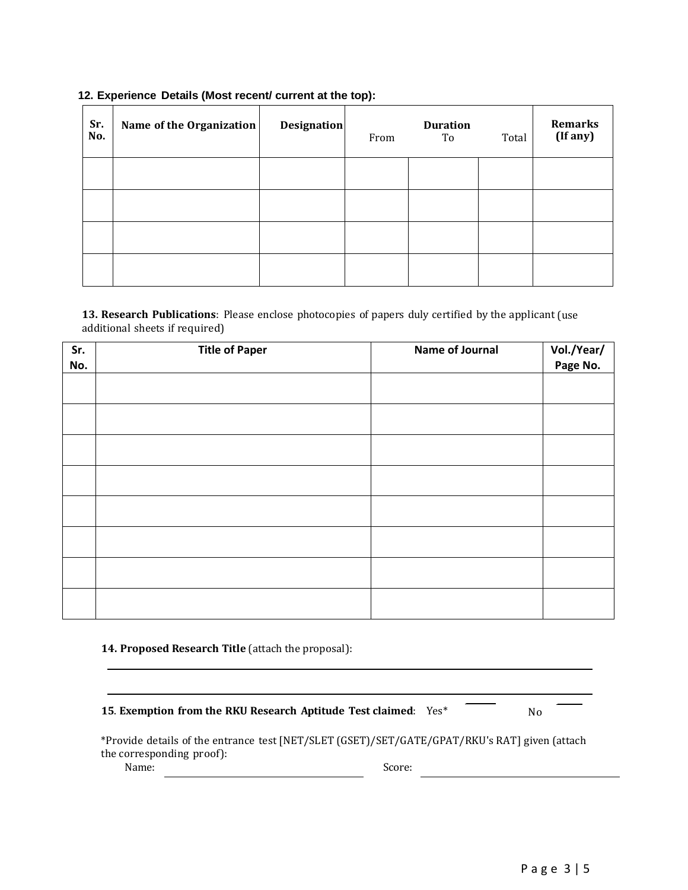**12. Experience Details (Most recent/ current at the top):**

| Sr. No. | Name of the Organization | Designation | Duration | | | Remarks (If any) |
|---|---|---|---|---|---|---|
| | | | From | To | Total | |
| | | | | | | |
| | | | | | | |
| | | | | | | |
| | | | | | | |

**13. Research Publications**: Please enclose photocopies of papers duly certified by the applicant (use additional sheets if required)

| Sr. No. | Title of Paper | Name of Journal | Vol./Year/ Page No. |
|---|---|---|---|
| | | | |
| | | | |
| | | | |
| | | | |
| | | | |
| | | | |
| | | | |
| | | | |

**14. Proposed Research Title** (attach the proposal):

______________________________________________________________________________

______________________________________________________________________________

**15. Exemption from the RKU Research Aptitude Test claimed**: Yes* ______ No ______

*Provide details of the entrance test [NET/SLET (GSET)/SET/GATE/GPAT/RKU's RAT] given (attach the corresponding proof):

Name: ______________________________ Score: ______________________________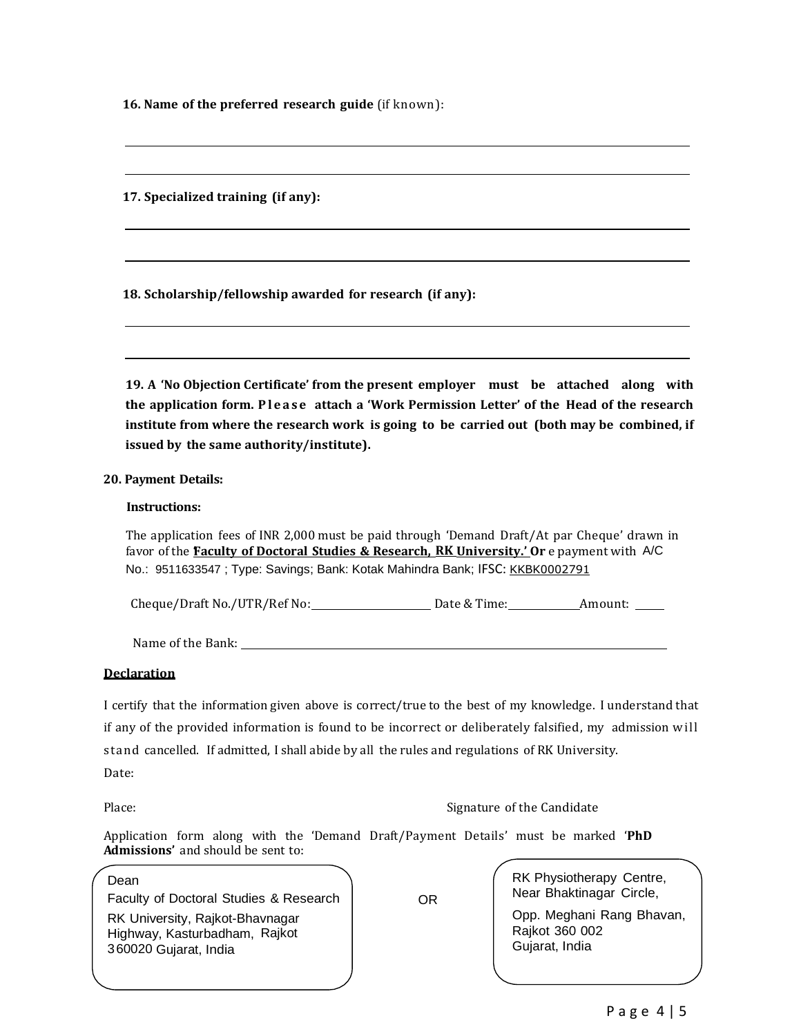**16. Name of the preferred research guide** (if known):

\_\_\_\_\_\_\_\_\_\_\_\_\_\_\_\_\_\_\_\_\_\_\_\_\_\_\_\_\_\_\_\_\_\_\_\_\_\_\_\_\_\_\_\_\_\_\_\_\_\_\_\_\_\_\_\_\_\_\_\_

\_\_\_\_\_\_\_\_\_\_\_\_\_\_\_\_\_\_\_\_\_\_\_\_\_\_\_\_\_\_\_\_\_\_\_\_\_\_\_\_\_\_\_\_\_\_\_\_\_\_\_\_\_\_\_\_\_\_\_\_

**17. Specialized training (if any):**

\_\_\_\_\_\_\_\_\_\_\_\_\_\_\_\_\_\_\_\_\_\_\_\_\_\_\_\_\_\_\_\_\_\_\_\_\_\_\_\_\_\_\_\_\_\_\_\_\_\_\_\_\_\_\_\_\_\_\_\_

\_\_\_\_\_\_\_\_\_\_\_\_\_\_\_\_\_\_\_\_\_\_\_\_\_\_\_\_\_\_\_\_\_\_\_\_\_\_\_\_\_\_\_\_\_\_\_\_\_\_\_\_\_\_\_\_\_\_\_\_

**18. Scholarship/fellowship awarded for research (if any):**

\_\_\_\_\_\_\_\_\_\_\_\_\_\_\_\_\_\_\_\_\_\_\_\_\_\_\_\_\_\_\_\_\_\_\_\_\_\_\_\_\_\_\_\_\_\_\_\_\_\_\_\_\_\_\_\_\_\_\_\_

\_\_\_\_\_\_\_\_\_\_\_\_\_\_\_\_\_\_\_\_\_\_\_\_\_\_\_\_\_\_\_\_\_\_\_\_\_\_\_\_\_\_\_\_\_\_\_\_\_\_\_\_\_\_\_\_\_\_\_\_

**19. A 'No Objection Certificate' from the present employer must be attached along with the application form. Please attach a 'Work Permission Letter' of the Head of the research institute from where the research work is going to be carried out (both may be combined, if issued by the same authority/institute).**

**20. Payment Details:**

**Instructions:**

The application fees of INR 2,000 must be paid through 'Demand Draft/At par Cheque' drawn in favor of the **'Faculty of Doctoral Studies & Research, RK University.' Or** e payment with A/C No.: 9511633547 ; Type: Savings; Bank: Kotak Mahindra Bank; IFSC: KKBK0002791

Cheque/Draft No./UTR/Ref No:\_\_\_\_\_\_\_\_\_\_\_\_\_\_\_\_ Date & Time:\_\_\_\_\_\_\_\_\_\_ Amount: \_\_\_\_\_

Name of the Bank: \_\_\_\_\_\_\_\_\_\_\_\_\_\_\_\_\_\_\_\_\_\_\_\_\_\_\_\_\_\_\_\_\_\_\_\_\_\_\_\_\_\_\_\_\_\_\_\_

**Declaration**

I certify that the information given above is correct/true to the best of my knowledge. I understand that if any of the provided information is found to be incorrect or deliberately falsified, my admission will stand cancelled. If admitted, I shall abide by all the rules and regulations of RK University.

Date:

Place: Signature of the Candidate

Application form along with the 'Demand Draft/Payment Details' must be marked '**PhD Admissions'** and should be sent to:

Dean
Faculty of Doctoral Studies & Research
RK University, Rajkot-Bhavnagar Highway, Kasturbadham, Rajkot 360020 Gujarat, India

OR

RK Physiotherapy Centre,
Near Bhaktinagar Circle,
Opp. Meghani Rang Bhavan,
Rajkot 360 002
Gujarat, India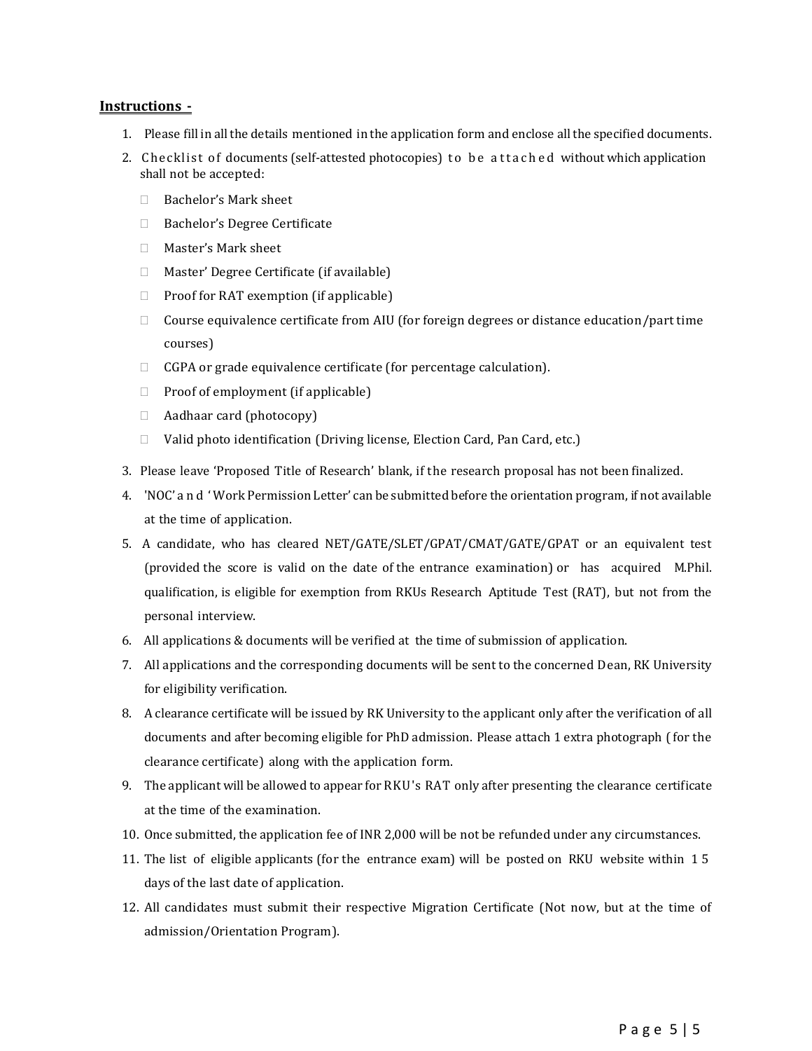**Instructions -**

1. Please fill in all the details mentioned in the application form and enclose all the specified documents.
2. Checklist of documents (self-attested photocopies) to be attached without which application shall not be accepted:
   - Bachelor's Mark sheet
   - Bachelor's Degree Certificate
   - Master's Mark sheet
   - Master' Degree Certificate (if available)
   - Proof for RAT exemption (if applicable)
   - Course equivalence certificate from AIU (for foreign degrees or distance education/part time courses)
   - CGPA or grade equivalence certificate (for percentage calculation).
   - Proof of employment (if applicable)
   - Aadhaar card (photocopy)
   - Valid photo identification (Driving license, Election Card, Pan Card, etc.)
3. Please leave 'Proposed Title of Research' blank, if the research proposal has not been finalized.
4. 'NOC' and 'Work Permission Letter' can be submitted before the orientation program, if not available at the time of application.
5. A candidate, who has cleared NET/GATE/SLET/GPAT/CMAT/GATE/GPAT or an equivalent test (provided the score is valid on the date of the entrance examination) or has acquired M.Phil. qualification, is eligible for exemption from RKUs Research Aptitude Test (RAT), but not from the personal interview.
6. All applications & documents will be verified at the time of submission of application.
7. All applications and the corresponding documents will be sent to the concerned Dean, RK University for eligibility verification.
8. A clearance certificate will be issued by RK University to the applicant only after the verification of all documents and after becoming eligible for PhD admission. Please attach 1 extra photograph (for the clearance certificate) along with the application form.
9. The applicant will be allowed to appear for RKU's RAT only after presenting the clearance certificate at the time of the examination.
10. Once submitted, the application fee of INR 2,000 will be not be refunded under any circumstances.
11. The list of eligible applicants (for the entrance exam) will be posted on RKU website within 15 days of the last date of application.
12. All candidates must submit their respective Migration Certificate (Not now, but at the time of admission/Orientation Program).